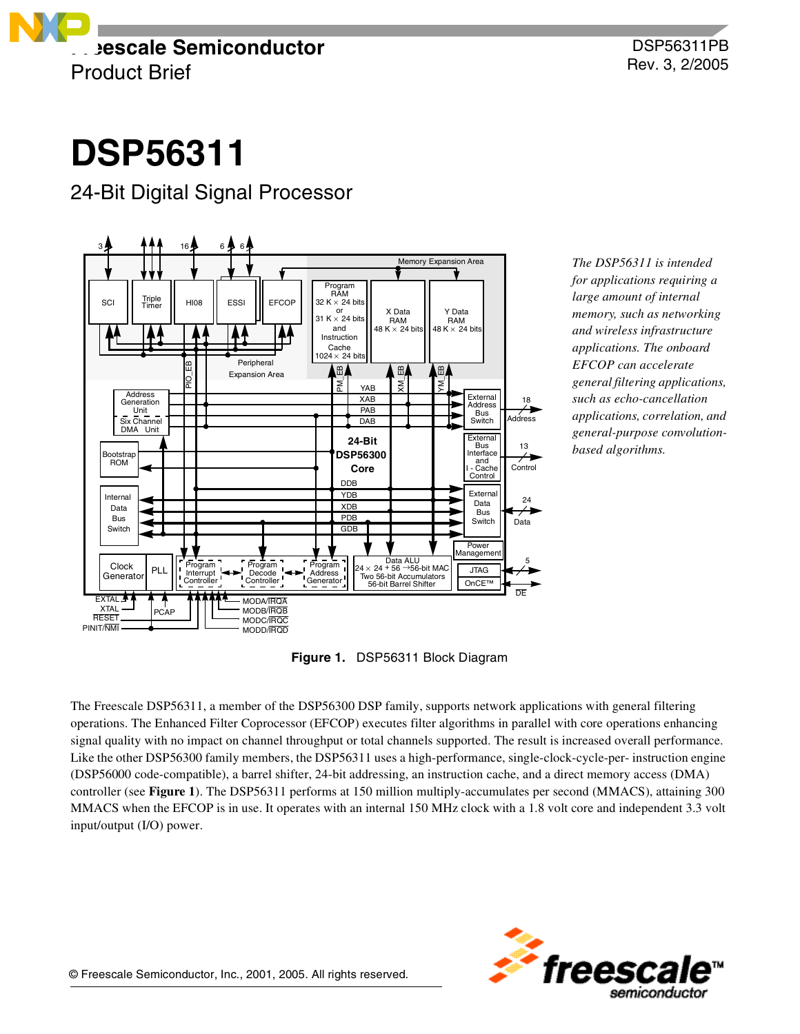Freescale Semiconductor
Product Brief

DSP56311PB
Rev. 3, 2/2005

# DSP56311

## 24-Bit Digital Signal Processor

*The DSP56311 is intended for applications requiring a large amount of internal memory, such as networking and wireless infrastructure applications. The onboard EFCOP can accelerate general filtering applications, such as echo-cancellation applications, correlation, and general-purpose convolution-based algorithms.*

**Figure 1.** DSP56311 Block Diagram

The Freescale DSP56311, a member of the DSP56300 DSP family, supports network applications with general filtering operations. The Enhanced Filter Coprocessor (EFCOP) executes filter algorithms in parallel with core operations enhancing signal quality with no impact on channel throughput or total channels supported. The result is increased overall performance. Like the other DSP56300 family members, the DSP56311 uses a high-performance, single-clock-cycle-per- instruction engine (DSP56000 code-compatible), a barrel shifter, 24-bit addressing, an instruction cache, and a direct memory access (DMA) controller (see **Figure 1**). The DSP56311 performs at 150 million multiply-accumulates per second (MMACS), attaining 300 MMACS when the EFCOP is in use. It operates with an internal 150 MHz clock with a 1.8 volt core and independent 3.3 volt input/output (I/O) power.

© Freescale Semiconductor, Inc., 2001, 2005. All rights reserved.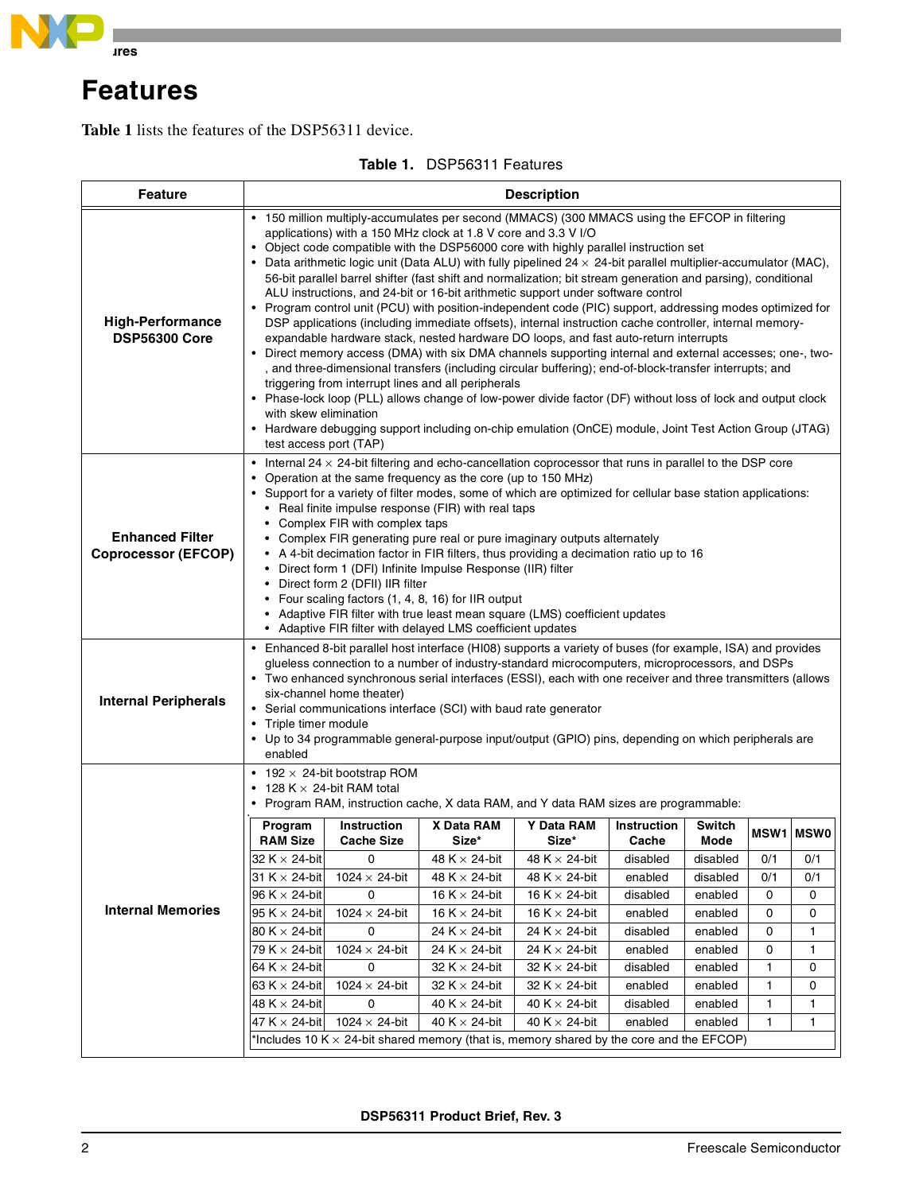# Features

**Table 1** lists the features of the DSP56311 device.

**Table 1.** DSP56311 Features

| Feature | Description |
|---|---|
| **High-Performance DSP56300 Core** | • 150 million multiply-accumulates per second (MMACS) (300 MMACS using the EFCOP in filtering applications) with a 150 MHz clock at 1.8 V core and 3.3 V I/O<br>• Object code compatible with the DSP56000 core with highly parallel instruction set<br>• Data arithmetic logic unit (Data ALU) with fully pipelined 24 × 24-bit parallel multiplier-accumulator (MAC), 56-bit parallel barrel shifter (fast shift and normalization; bit stream generation and parsing), conditional ALU instructions, and 24-bit or 16-bit arithmetic support under software control<br>• Program control unit (PCU) with position-independent code (PIC) support, addressing modes optimized for DSP applications (including immediate offsets), internal instruction cache controller, internal memory-expandable hardware stack, nested hardware DO loops, and fast auto-return interrupts<br>• Direct memory access (DMA) with six DMA channels supporting internal and external accesses; one-, two-, and three-dimensional transfers (including circular buffering); end-of-block-transfer interrupts; and triggering from interrupt lines and all peripherals<br>• Phase-lock loop (PLL) allows change of low-power divide factor (DF) without loss of lock and output clock with skew elimination<br>• Hardware debugging support including on-chip emulation (OnCE) module, Joint Test Action Group (JTAG) test access port (TAP) |
| **Enhanced Filter Coprocessor (EFCOP)** | • Internal 24 × 24-bit filtering and echo-cancellation coprocessor that runs in parallel to the DSP core<br>• Operation at the same frequency as the core (up to 150 MHz)<br>• Support for a variety of filter modes, some of which are optimized for cellular base station applications:<br>  • Real finite impulse response (FIR) with real taps<br>  • Complex FIR with complex taps<br>  • Complex FIR generating pure real or pure imaginary outputs alternately<br>  • A 4-bit decimation factor in FIR filters, thus providing a decimation ratio up to 16<br>  • Direct form 1 (DFI) Infinite Impulse Response (IIR) filter<br>  • Direct form 2 (DFII) IIR filter<br>  • Four scaling factors (1, 4, 8, 16) for IIR output<br>  • Adaptive FIR filter with true least mean square (LMS) coefficient updates<br>  • Adaptive FIR filter with delayed LMS coefficient updates |
| **Internal Peripherals** | • Enhanced 8-bit parallel host interface (HI08) supports a variety of buses (for example, ISA) and provides glueless connection to a number of industry-standard microcomputers, microprocessors, and DSPs<br>• Two enhanced synchronous serial interfaces (ESSI), each with one receiver and three transmitters (allows six-channel home theater)<br>• Serial communications interface (SCI) with baud rate generator<br>• Triple timer module<br>• Up to 34 programmable general-purpose input/output (GPIO) pins, depending on which peripherals are enabled |
| **Internal Memories** | • 192 × 24-bit bootstrap ROM<br>• 128 K × 24-bit RAM total<br>• Program RAM, instruction cache, X data RAM, and Y data RAM sizes are programmable: (see table below) |

| Program RAM Size | Instruction Cache Size | X Data RAM Size* | Y Data RAM Size* | Instruction Cache | Switch Mode | MSW1 | MSW0 |
|---|---|---|---|---|---|---|---|
| 32 K × 24-bit | 0 | 48 K × 24-bit | 48 K × 24-bit | disabled | disabled | 0/1 | 0/1 |
| 31 K × 24-bit | 1024 × 24-bit | 48 K × 24-bit | 48 K × 24-bit | enabled | disabled | 0/1 | 0/1 |
| 96 K × 24-bit | 0 | 16 K × 24-bit | 16 K × 24-bit | disabled | enabled | 0 | 0 |
| 95 K × 24-bit | 1024 × 24-bit | 16 K × 24-bit | 16 K × 24-bit | enabled | enabled | 0 | 0 |
| 80 K × 24-bit | 0 | 24 K × 24-bit | 24 K × 24-bit | disabled | enabled | 0 | 1 |
| 79 K × 24-bit | 1024 × 24-bit | 24 K × 24-bit | 24 K × 24-bit | enabled | enabled | 0 | 1 |
| 64 K × 24-bit | 0 | 32 K × 24-bit | 32 K × 24-bit | disabled | enabled | 1 | 0 |
| 63 K × 24-bit | 1024 × 24-bit | 32 K × 24-bit | 32 K × 24-bit | enabled | enabled | 1 | 0 |
| 48 K × 24-bit | 0 | 40 K × 24-bit | 40 K × 24-bit | disabled | enabled | 1 | 1 |
| 47 K × 24-bit | 1024 × 24-bit | 40 K × 24-bit | 40 K × 24-bit | enabled | enabled | 1 | 1 |

*Includes 10 K × 24-bit shared memory (that is, memory shared by the core and the EFCOP)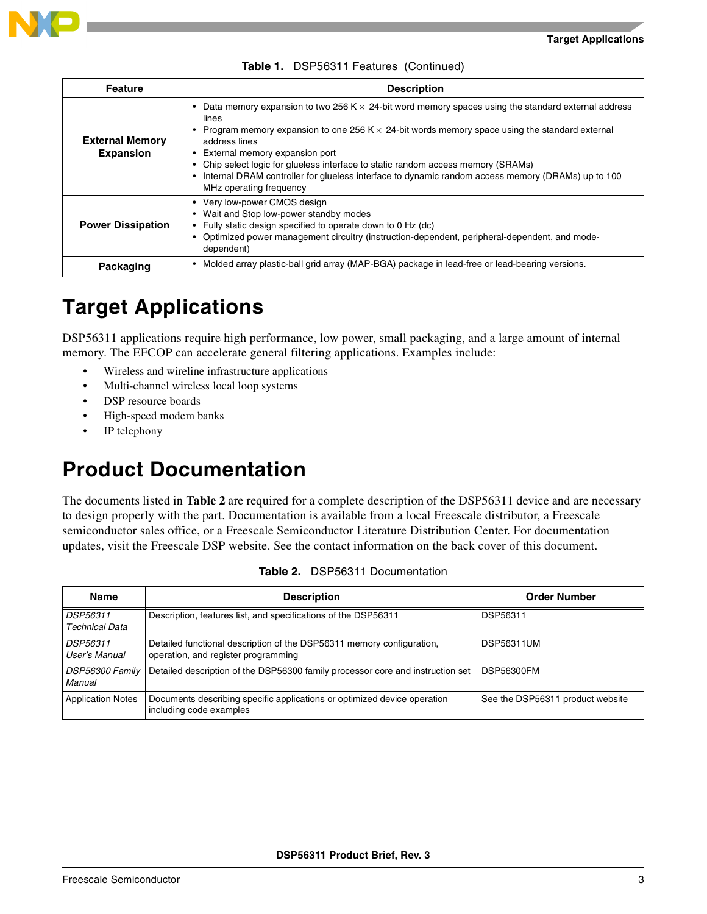**Table 1.** DSP56311 Features (Continued)

| Feature | Description |
|---|---|
| **External Memory Expansion** | • Data memory expansion to two 256 K × 24-bit word memory spaces using the standard external address lines<br>• Program memory expansion to one 256 K × 24-bit words memory space using the standard external address lines<br>• External memory expansion port<br>• Chip select logic for glueless interface to static random access memory (SRAMs)<br>• Internal DRAM controller for glueless interface to dynamic random access memory (DRAMs) up to 100 MHz operating frequency |
| **Power Dissipation** | • Very low-power CMOS design<br>• Wait and Stop low-power standby modes<br>• Fully static design specified to operate down to 0 Hz (dc)<br>• Optimized power management circuitry (instruction-dependent, peripheral-dependent, and mode-dependent) |
| **Packaging** | • Molded array plastic-ball grid array (MAP-BGA) package in lead-free or lead-bearing versions. |

# Target Applications

DSP56311 applications require high performance, low power, small packaging, and a large amount of internal memory. The EFCOP can accelerate general filtering applications. Examples include:

- Wireless and wireline infrastructure applications
- Multi-channel wireless local loop systems
- DSP resource boards
- High-speed modem banks
- IP telephony

# Product Documentation

The documents listed in **Table 2** are required for a complete description of the DSP56311 device and are necessary to design properly with the part. Documentation is available from a local Freescale distributor, a Freescale semiconductor sales office, or a Freescale Semiconductor Literature Distribution Center. For documentation updates, visit the Freescale DSP website. See the contact information on the back cover of this document.

**Table 2.** DSP56311 Documentation

| Name | Description | Order Number |
|---|---|---|
| *DSP56311 Technical Data* | Description, features list, and specifications of the DSP56311 | DSP56311 |
| *DSP56311 User's Manual* | Detailed functional description of the DSP56311 memory configuration, operation, and register programming | DSP56311UM |
| *DSP56300 Family Manual* | Detailed description of the DSP56300 family processor core and instruction set | DSP56300FM |
| Application Notes | Documents describing specific applications or optimized device operation including code examples | See the DSP56311 product website |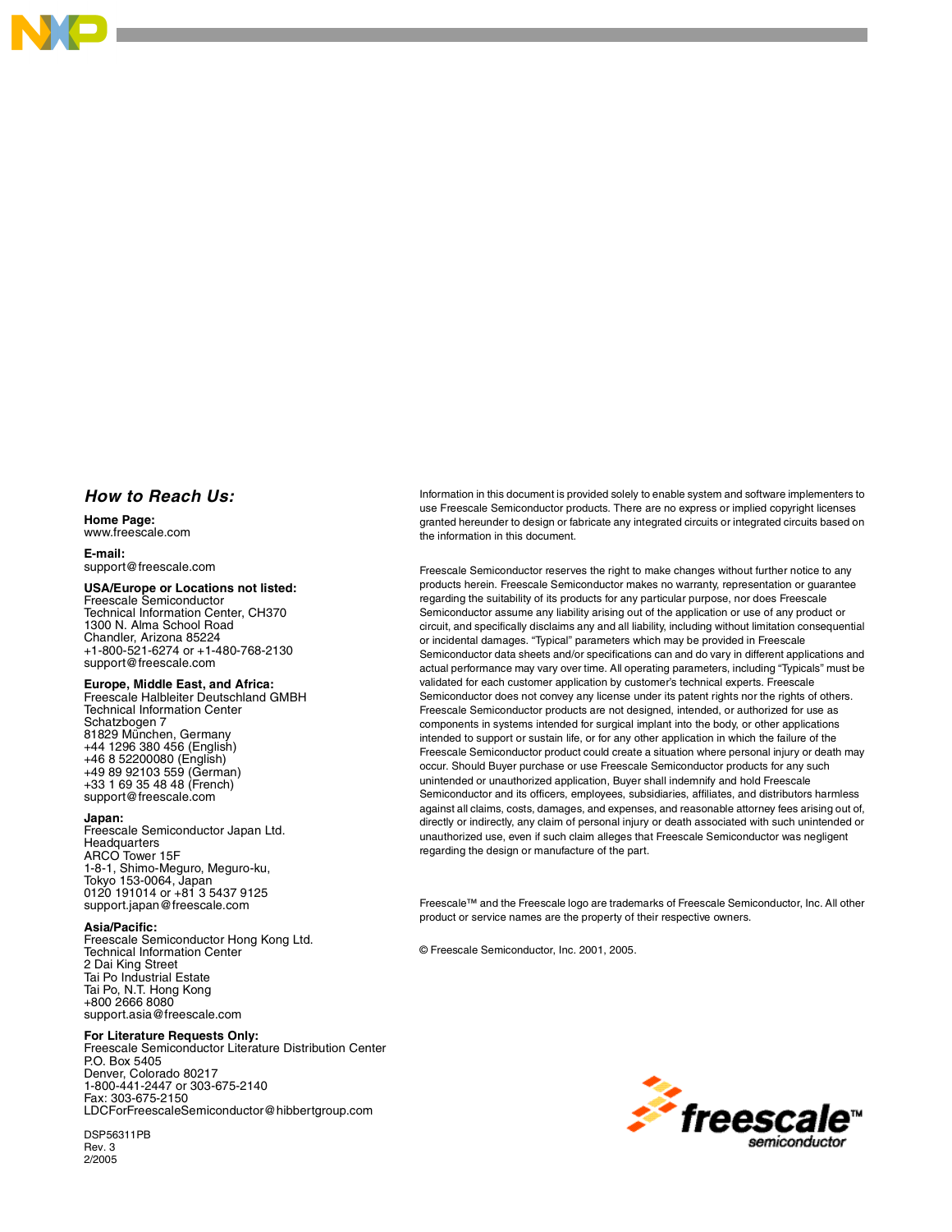## *How to Reach Us:*

**Home Page:**
www.freescale.com

**E-mail:**
support@freescale.com

**USA/Europe or Locations not listed:**
Freescale Semiconductor
Technical Information Center, CH370
1300 N. Alma School Road
Chandler, Arizona 85224
+1-800-521-6274 or +1-480-768-2130
support@freescale.com

**Europe, Middle East, and Africa:**
Freescale Halbleiter Deutschland GMBH
Technical Information Center
Schatzbogen 7
81829 München, Germany
+44 1296 380 456 (English)
+46 8 52200080 (English)
+49 89 92103 559 (German)
+33 1 69 35 48 48 (French)
support@freescale.com

**Japan:**
Freescale Semiconductor Japan Ltd.
Headquarters
ARCO Tower 15F
1-8-1, Shimo-Meguro, Meguro-ku,
Tokyo 153-0064, Japan
0120 191014 or +81 3 5437 9125
support.japan@freescale.com

**Asia/Pacific:**
Freescale Semiconductor Hong Kong Ltd.
Technical Information Center
2 Dai King Street
Tai Po Industrial Estate
Tai Po, N.T. Hong Kong
+800 2666 8080
support.asia@freescale.com

**For Literature Requests Only:**
Freescale Semiconductor Literature Distribution Center
P.O. Box 5405
Denver, Colorado 80217
1-800-441-2447 or 303-675-2140
Fax: 303-675-2150
LDCForFreescaleSemiconductor@hibbertgroup.com

DSP56311PB
Rev. 3
2/2005

Information in this document is provided solely to enable system and software implementers to use Freescale Semiconductor products. There are no express or implied copyright licenses granted hereunder to design or fabricate any integrated circuits or integrated circuits based on the information in this document.

Freescale Semiconductor reserves the right to make changes without further notice to any products herein. Freescale Semiconductor makes no warranty, representation or guarantee regarding the suitability of its products for any particular purpose, nor does Freescale Semiconductor assume any liability arising out of the application or use of any product or circuit, and specifically disclaims any and all liability, including without limitation consequential or incidental damages. "Typical" parameters which may be provided in Freescale Semiconductor data sheets and/or specifications can and do vary in different applications and actual performance may vary over time. All operating parameters, including "Typicals" must be validated for each customer application by customer's technical experts. Freescale Semiconductor does not convey any license under its patent rights nor the rights of others. Freescale Semiconductor products are not designed, intended, or authorized for use as components in systems intended for surgical implant into the body, or other applications intended to support or sustain life, or for any other application in which the failure of the Freescale Semiconductor product could create a situation where personal injury or death may occur. Should Buyer purchase or use Freescale Semiconductor products for any such unintended or unauthorized application, Buyer shall indemnify and hold Freescale Semiconductor and its officers, employees, subsidiaries, affiliates, and distributors harmless against all claims, costs, damages, and expenses, and reasonable attorney fees arising out of, directly or indirectly, any claim of personal injury or death associated with such unintended or unauthorized use, even if such claim alleges that Freescale Semiconductor was negligent regarding the design or manufacture of the part.

Freescale™ and the Freescale logo are trademarks of Freescale Semiconductor, Inc. All other product or service names are the property of their respective owners.

© Freescale Semiconductor, Inc. 2001, 2005.